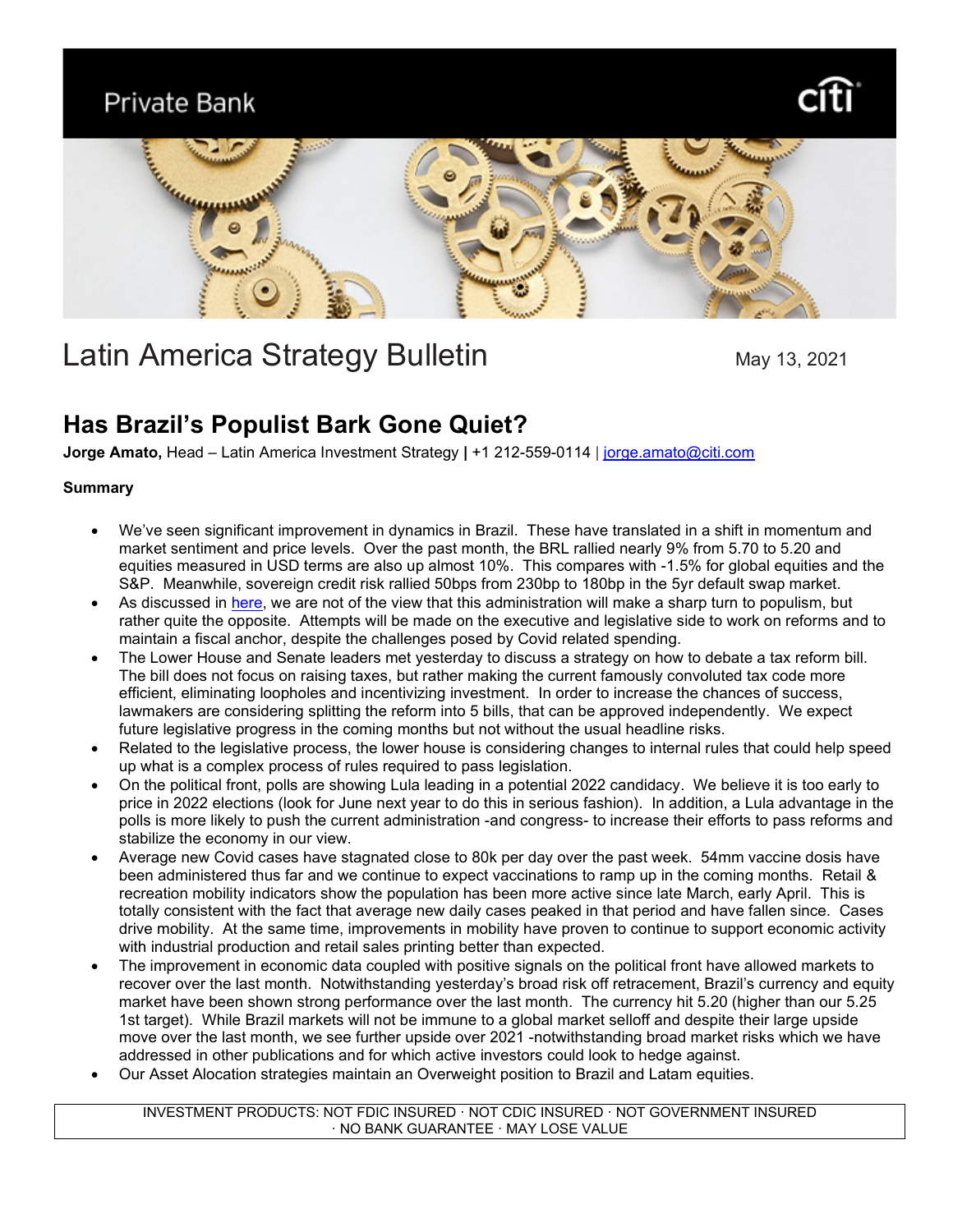Private Bank

# Latin America Strategy Bulletin

May 13, 2021

## Has Brazil's Populist Bark Gone Quiet?

**Jorge Amato,** Head – Latin America Investment Strategy **|** +1 212-559-0114 | jorge.amato@citi.com

**Summary**

- We've seen significant improvement in dynamics in Brazil. These have translated in a shift in momentum and market sentiment and price levels. Over the past month, the BRL rallied nearly 9% from 5.70 to 5.20 and equities measured in USD terms are also up almost 10%. This compares with -1.5% for global equities and the S&P. Meanwhile, sovereign credit risk rallied 50bps from 230bp to 180bp in the 5yr default swap market.
- As discussed in here, we are not of the view that this administration will make a sharp turn to populism, but rather quite the opposite. Attempts will be made on the executive and legislative side to work on reforms and to maintain a fiscal anchor, despite the challenges posed by Covid related spending.
- The Lower House and Senate leaders met yesterday to discuss a strategy on how to debate a tax reform bill. The bill does not focus on raising taxes, but rather making the current famously convoluted tax code more efficient, eliminating loopholes and incentivizing investment. In order to increase the chances of success, lawmakers are considering splitting the reform into 5 bills, that can be approved independently. We expect future legislative progress in the coming months but not without the usual headline risks.
- Related to the legislative process, the lower house is considering changes to internal rules that could help speed up what is a complex process of rules required to pass legislation.
- On the political front, polls are showing Lula leading in a potential 2022 candidacy. We believe it is too early to price in 2022 elections (look for June next year to do this in serious fashion). In addition, a Lula advantage in the polls is more likely to push the current administration -and congress- to increase their efforts to pass reforms and stabilize the economy in our view.
- Average new Covid cases have stagnated close to 80k per day over the past week. 54mm vaccine dosis have been administered thus far and we continue to expect vaccinations to ramp up in the coming months. Retail & recreation mobility indicators show the population has been more active since late March, early April. This is totally consistent with the fact that average new daily cases peaked in that period and have fallen since. Cases drive mobility. At the same time, improvements in mobility have proven to continue to support economic activity with industrial production and retail sales printing better than expected.
- The improvement in economic data coupled with positive signals on the political front have allowed markets to recover over the last month. Notwithstanding yesterday's broad risk off retracement, Brazil's currency and equity market have been shown strong performance over the last month. The currency hit 5.20 (higher than our 5.25 1st target). While Brazil markets will not be immune to a global market selloff and despite their large upside move over the last month, we see further upside over 2021 -notwithstanding broad market risks which we have addressed in other publications and for which active investors could look to hedge against.
- Our Asset Allocation strategies maintain an Overweight position to Brazil and Latam equities.

INVESTMENT PRODUCTS: NOT FDIC INSURED · NOT CDIC INSURED · NOT GOVERNMENT INSURED · NO BANK GUARANTEE · MAY LOSE VALUE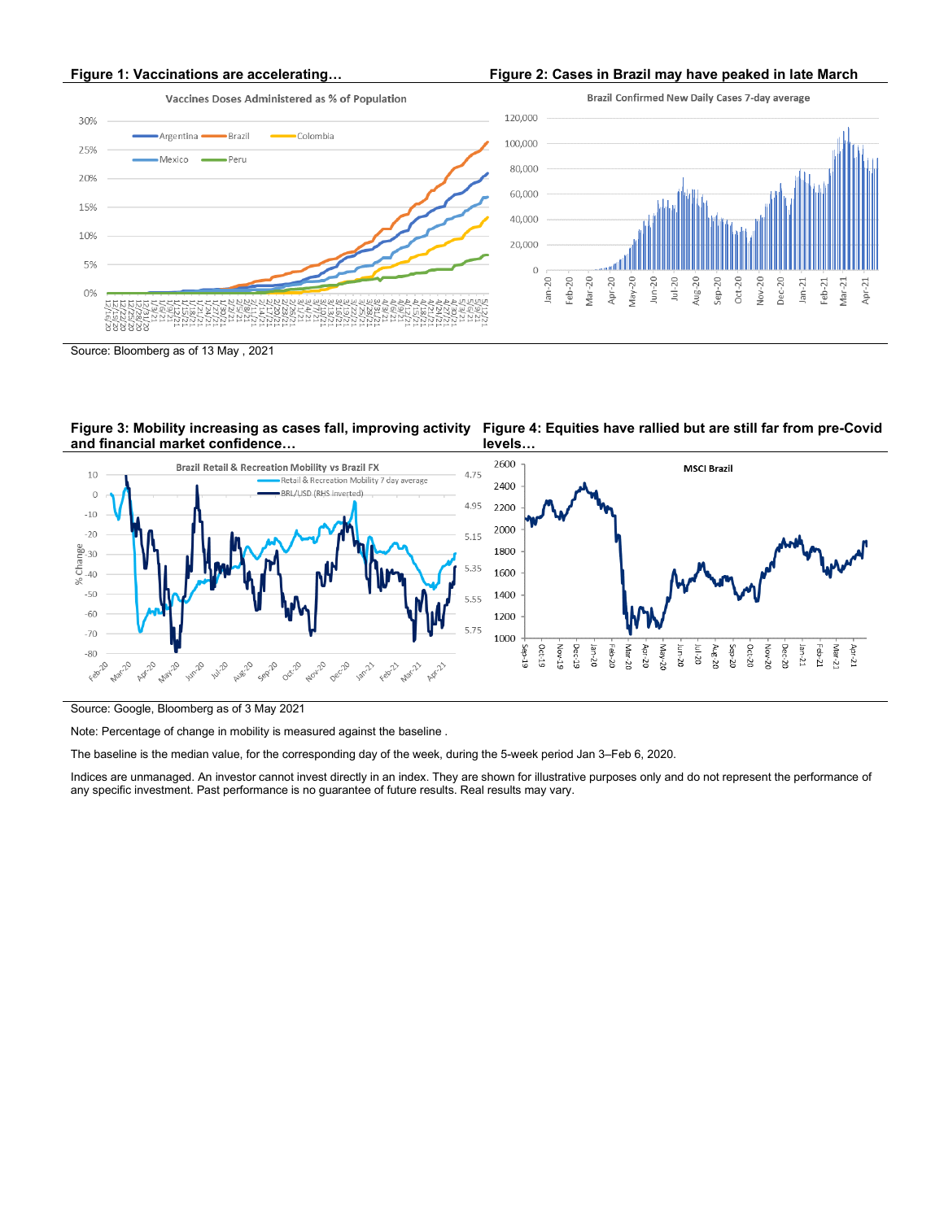**Figure 1: Vaccinations are accelerating…**

**Figure 2: Cases in Brazil may have peaked in late March**

Source: Bloomberg as of 13 May , 2021

**Figure 3: Mobility increasing as cases fall, improving activity and financial market confidence…**

**Figure 4: Equities have rallied but are still far from pre-Covid levels…**

Source: Google, Bloomberg as of 3 May 2021

Note: Percentage of change in mobility is measured against the baseline .

The baseline is the median value, for the corresponding day of the week, during the 5-week period Jan 3–Feb 6, 2020.

Indices are unmanaged. An investor cannot invest directly in an index. They are shown for illustrative purposes only and do not represent the performance of any specific investment. Past performance is no guarantee of future results. Real results may vary.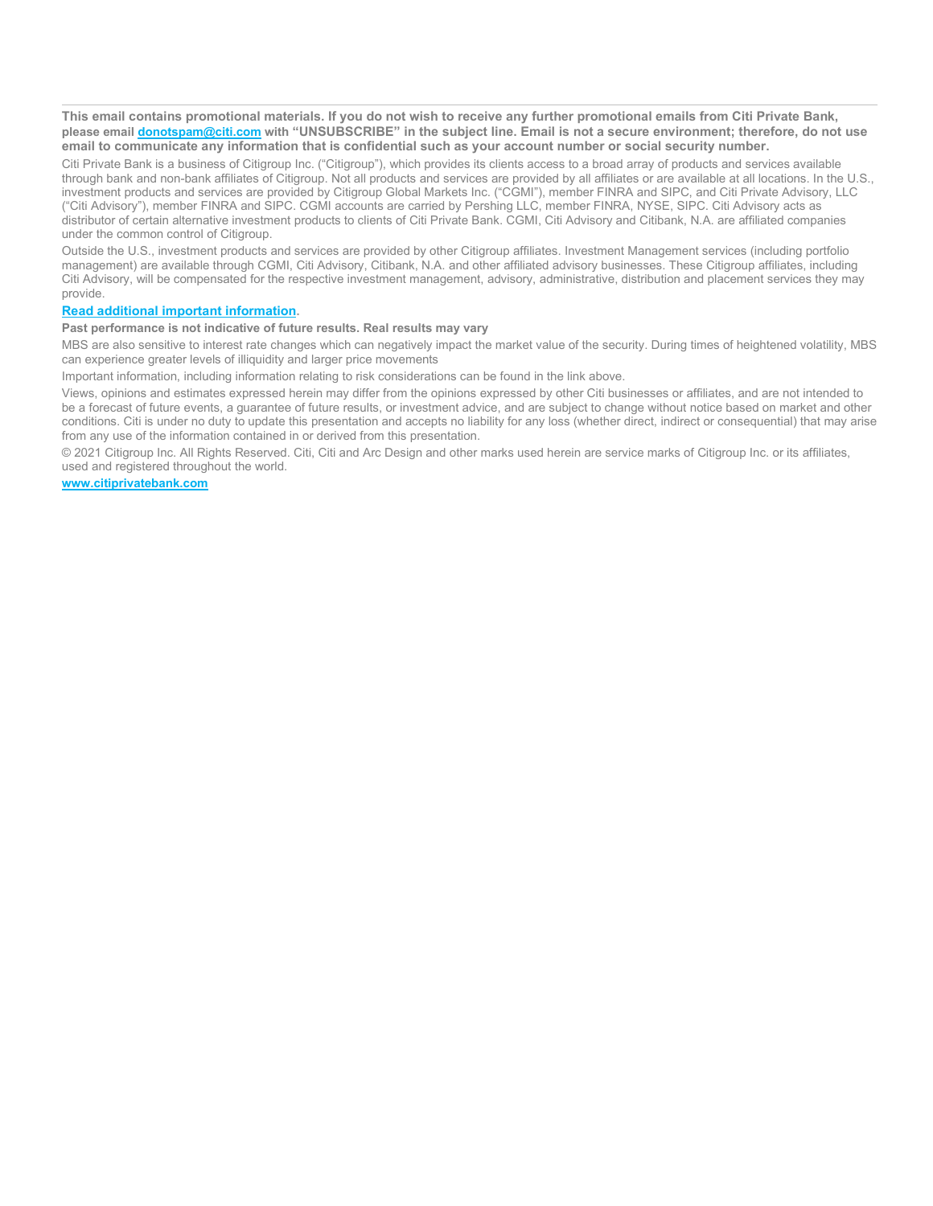---

**This email contains promotional materials. If you do not wish to receive any further promotional emails from Citi Private Bank, please email [donotspam@citi.com](mailto:donotspam@citi.com) with "UNSUBSCRIBE" in the subject line. Email is not a secure environment; therefore, do not use email to communicate any information that is confidential such as your account number or social security number.**

Citi Private Bank is a business of Citigroup Inc. ("Citigroup"), which provides its clients access to a broad array of products and services available through bank and non-bank affiliates of Citigroup. Not all products and services are provided by all affiliates or are available at all locations. In the U.S., investment products and services are provided by Citigroup Global Markets Inc. ("CGMI"), member FINRA and SIPC, and Citi Private Advisory, LLC ("Citi Advisory"), member FINRA and SIPC. CGMI accounts are carried by Pershing LLC, member FINRA, NYSE, SIPC. Citi Advisory acts as distributor of certain alternative investment products to clients of Citi Private Bank. CGMI, Citi Advisory and Citibank, N.A. are affiliated companies under the common control of Citigroup.

Outside the U.S., investment products and services are provided by other Citigroup affiliates. Investment Management services (including portfolio management) are available through CGMI, Citi Advisory, Citibank, N.A. and other affiliated advisory businesses. These Citigroup affiliates, including Citi Advisory, will be compensated for the respective investment management, advisory, administrative, distribution and placement services they may provide.

**Read additional important information.**

**Past performance is not indicative of future results. Real results may vary**

MBS are also sensitive to interest rate changes which can negatively impact the market value of the security. During times of heightened volatility, MBS can experience greater levels of illiquidity and larger price movements

Important information, including information relating to risk considerations can be found in the link above.

Views, opinions and estimates expressed herein may differ from the opinions expressed by other Citi businesses or affiliates, and are not intended to be a forecast of future events, a guarantee of future results, or investment advice, and are subject to change without notice based on market and other conditions. Citi is under no duty to update this presentation and accepts no liability for any loss (whether direct, indirect or consequential) that may arise from any use of the information contained in or derived from this presentation.

© 2021 Citigroup Inc. All Rights Reserved. Citi, Citi and Arc Design and other marks used herein are service marks of Citigroup Inc. or its affiliates, used and registered throughout the world.

**www.citiprivatebank.com**